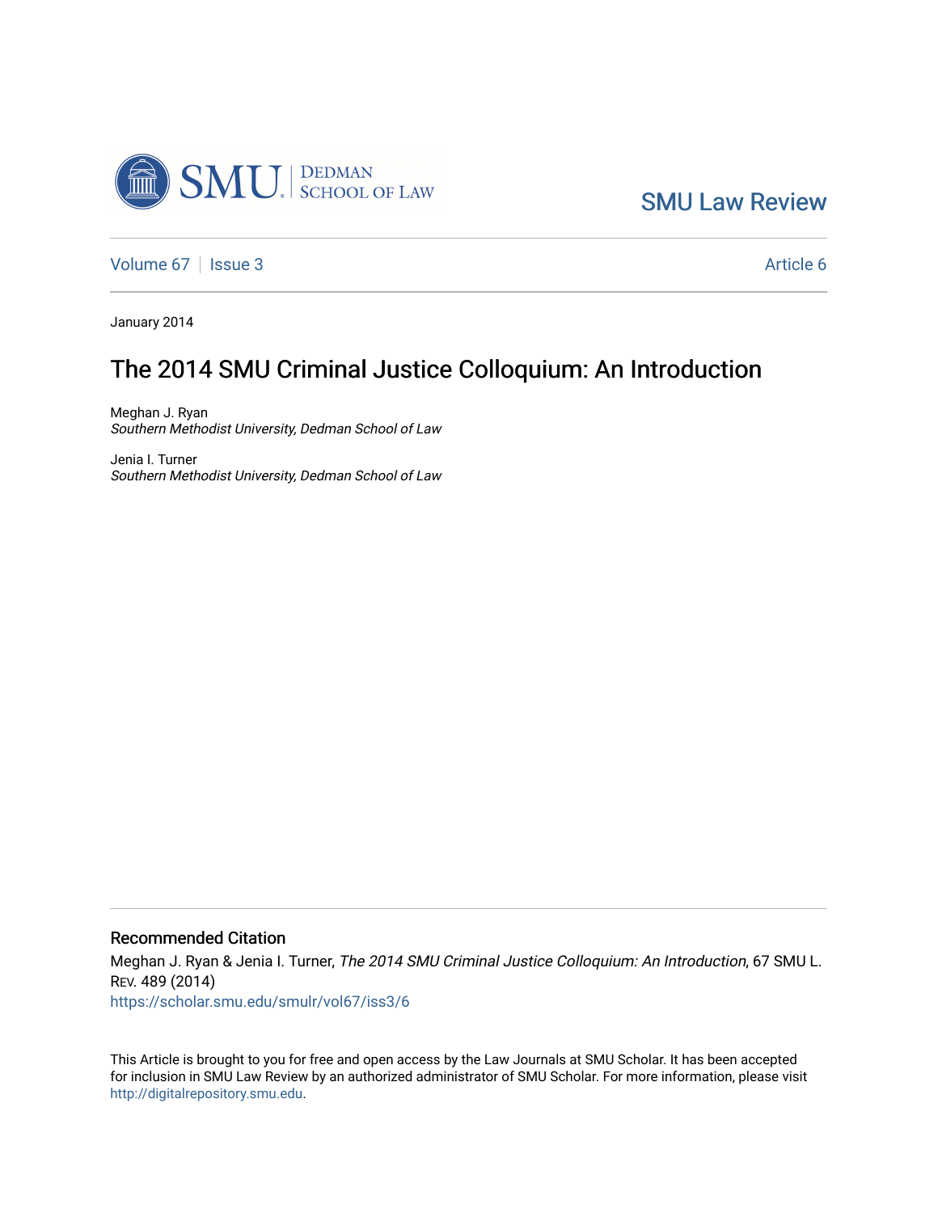SMU Law Review

Volume 67 | Issue 3 | Article 6

January 2014

# The 2014 SMU Criminal Justice Colloquium: An Introduction

Meghan J. Ryan
*Southern Methodist University, Dedman School of Law*

Jenia I. Turner
*Southern Methodist University, Dedman School of Law*

## Recommended Citation

Meghan J. Ryan & Jenia I. Turner, *The 2014 SMU Criminal Justice Colloquium: An Introduction*, 67 SMU L. Rev. 489 (2014)
https://scholar.smu.edu/smulr/vol67/iss3/6

This Article is brought to you for free and open access by the Law Journals at SMU Scholar. It has been accepted for inclusion in SMU Law Review by an authorized administrator of SMU Scholar. For more information, please visit http://digitalrepository.smu.edu.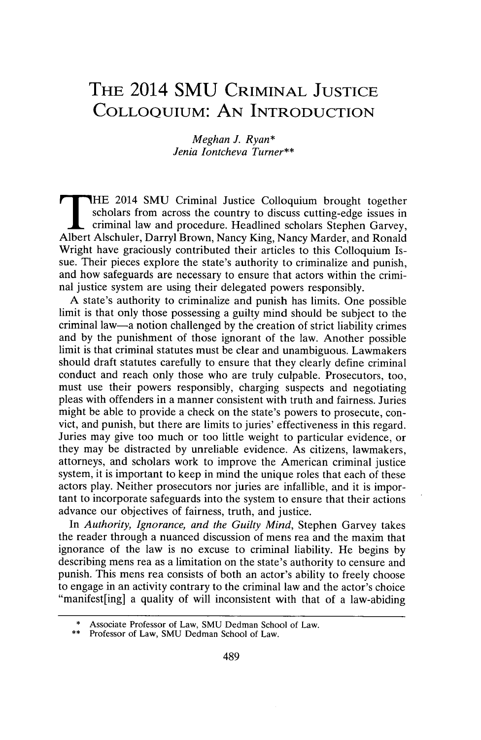# The 2014 SMU Criminal Justice Colloquium: An Introduction

*Meghan J. Ryan\**
*Jenia Iontcheva Turner\*\**

THE 2014 SMU Criminal Justice Colloquium brought together scholars from across the country to discuss cutting-edge issues in criminal law and procedure. Headlined scholars Stephen Garvey, Albert Alschuler, Darryl Brown, Nancy King, Nancy Marder, and Ronald Wright have graciously contributed their articles to this Colloquium Issue. Their pieces explore the state's authority to criminalize and punish, and how safeguards are necessary to ensure that actors within the criminal justice system are using their delegated powers responsibly.

A state's authority to criminalize and punish has limits. One possible limit is that only those possessing a guilty mind should be subject to the criminal law—a notion challenged by the creation of strict liability crimes and by the punishment of those ignorant of the law. Another possible limit is that criminal statutes must be clear and unambiguous. Lawmakers should draft statutes carefully to ensure that they clearly define criminal conduct and reach only those who are truly culpable. Prosecutors, too, must use their powers responsibly, charging suspects and negotiating pleas with offenders in a manner consistent with truth and fairness. Juries might be able to provide a check on the state's powers to prosecute, convict, and punish, but there are limits to juries' effectiveness in this regard. Juries may give too much or too little weight to particular evidence, or they may be distracted by unreliable evidence. As citizens, lawmakers, attorneys, and scholars work to improve the American criminal justice system, it is important to keep in mind the unique roles that each of these actors play. Neither prosecutors nor juries are infallible, and it is important to incorporate safeguards into the system to ensure that their actions advance our objectives of fairness, truth, and justice.

In *Authority, Ignorance, and the Guilty Mind*, Stephen Garvey takes the reader through a nuanced discussion of mens rea and the maxim that ignorance of the law is no excuse to criminal liability. He begins by describing mens rea as a limitation on the state's authority to censure and punish. This mens rea consists of both an actor's ability to freely choose to engage in an activity contrary to the criminal law and the actor's choice "manifest[ing] a quality of will inconsistent with that of a law-abiding

\* Associate Professor of Law, SMU Dedman School of Law.
\*\* Professor of Law, SMU Dedman School of Law.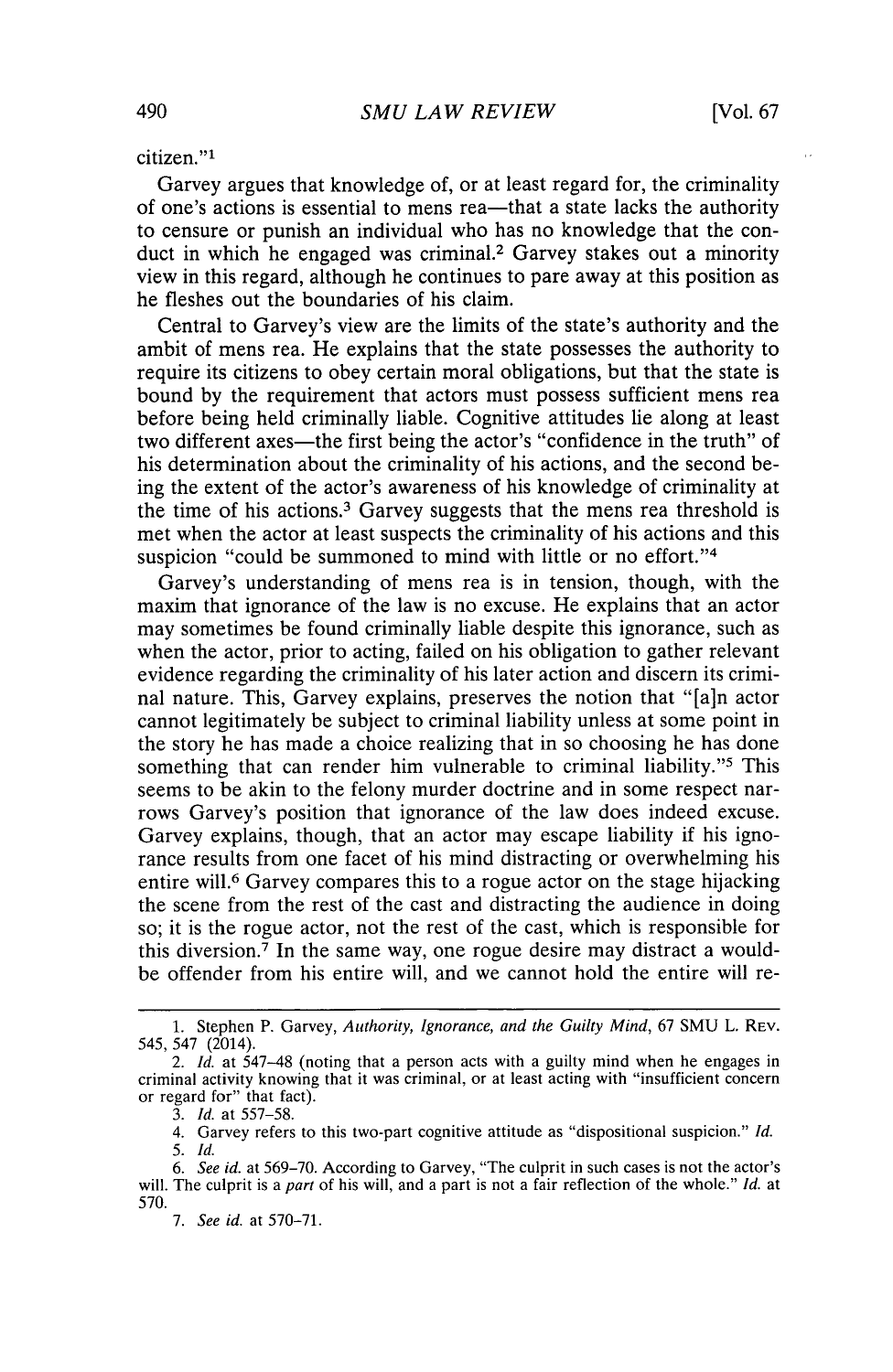citizen."[1]

Garvey argues that knowledge of, or at least regard for, the criminality of one's actions is essential to mens rea—that a state lacks the authority to censure or punish an individual who has no knowledge that the conduct in which he engaged was criminal.[2] Garvey stakes out a minority view in this regard, although he continues to pare away at this position as he fleshes out the boundaries of his claim.

Central to Garvey's view are the limits of the state's authority and the ambit of mens rea. He explains that the state possesses the authority to require its citizens to obey certain moral obligations, but that the state is bound by the requirement that actors must possess sufficient mens rea before being held criminally liable. Cognitive attitudes lie along at least two different axes—the first being the actor's "confidence in the truth" of his determination about the criminality of his actions, and the second being the extent of the actor's awareness of his knowledge of criminality at the time of his actions.[3] Garvey suggests that the mens rea threshold is met when the actor at least suspects the criminality of his actions and this suspicion "could be summoned to mind with little or no effort."[4]

Garvey's understanding of mens rea is in tension, though, with the maxim that ignorance of the law is no excuse. He explains that an actor may sometimes be found criminally liable despite this ignorance, such as when the actor, prior to acting, failed on his obligation to gather relevant evidence regarding the criminality of his later action and discern its criminal nature. This, Garvey explains, preserves the notion that "[a]n actor cannot legitimately be subject to criminal liability unless at some point in the story he has made a choice realizing that in so choosing he has done something that can render him vulnerable to criminal liability."[5] This seems to be akin to the felony murder doctrine and in some respect narrows Garvey's position that ignorance of the law does indeed excuse. Garvey explains, though, that an actor may escape liability if his ignorance results from one facet of his mind distracting or overwhelming his entire will.[6] Garvey compares this to a rogue actor on the stage hijacking the scene from the rest of the cast and distracting the audience in doing so; it is the rogue actor, not the rest of the cast, which is responsible for this diversion.[7] In the same way, one rogue desire may distract a would-be offender from his entire will, and we cannot hold the entire will re-

---

1. Stephen P. Garvey, *Authority, Ignorance, and the Guilty Mind*, 67 SMU L. REV. 545, 547 (2014).

2. *Id.* at 547–48 (noting that a person acts with a guilty mind when he engages in criminal activity knowing that it was criminal, or at least acting with "insufficient concern or regard for" that fact).

3. *Id.* at 557–58.

4. Garvey refers to this two-part cognitive attitude as "dispositional suspicion." *Id.*

5. *Id.*

6. *See id.* at 569–70. According to Garvey, "The culprit in such cases is not the actor's will. The culprit is a *part* of his will, and a part is not a fair reflection of the whole." *Id.* at 570.

7. *See id.* at 570–71.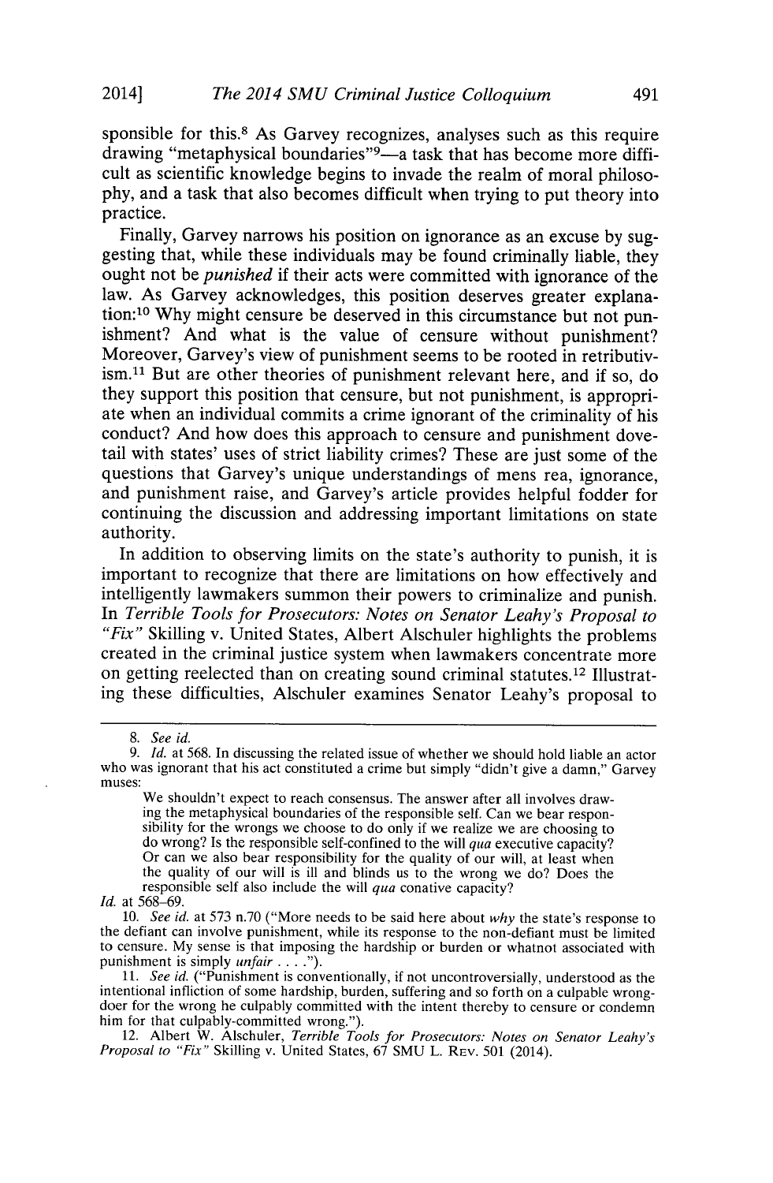sponsible for this.[8] As Garvey recognizes, analyses such as this require drawing "metaphysical boundaries"[9]—a task that has become more difficult as scientific knowledge begins to invade the realm of moral philosophy, and a task that also becomes difficult when trying to put theory into practice.

Finally, Garvey narrows his position on ignorance as an excuse by suggesting that, while these individuals may be found criminally liable, they ought not be *punished* if their acts were committed with ignorance of the law. As Garvey acknowledges, this position deserves greater explanation:[10] Why might censure be deserved in this circumstance but not punishment? And what is the value of censure without punishment? Moreover, Garvey's view of punishment seems to be rooted in retributivism.[11] But are other theories of punishment relevant here, and if so, do they support this position that censure, but not punishment, is appropriate when an individual commits a crime ignorant of the criminality of his conduct? And how does this approach to censure and punishment dovetail with states' uses of strict liability crimes? These are just some of the questions that Garvey's unique understandings of mens rea, ignorance, and punishment raise, and Garvey's article provides helpful fodder for continuing the discussion and addressing important limitations on state authority.

In addition to observing limits on the state's authority to punish, it is important to recognize that there are limitations on how effectively and intelligently lawmakers summon their powers to criminalize and punish. In *Terrible Tools for Prosecutors: Notes on Senator Leahy's Proposal to "Fix"* Skilling v. United States, Albert Alschuler highlights the problems created in the criminal justice system when lawmakers concentrate more on getting reelected than on creating sound criminal statutes.[12] Illustrating these difficulties, Alschuler examines Senator Leahy's proposal to

---

8. *See id.*

9. *Id.* at 568. In discussing the related issue of whether we should hold liable an actor who was ignorant that his act constituted a crime but simply "didn't give a damn," Garvey muses:

> We shouldn't expect to reach consensus. The answer after all involves drawing the metaphysical boundaries of the responsible self. Can we bear responsibility for the wrongs we choose to do only if we realize we are choosing to do wrong? Is the responsible self-confined to the will *qua* executive capacity? Or can we also bear responsibility for the quality of our will, at least when the quality of our will is ill and blinds us to the wrong we do? Does the responsible self also include the will *qua* conative capacity?

*Id.* at 568–69.

10. *See id.* at 573 n.70 ("More needs to be said here about *why* the state's response to the defiant can involve punishment, while its response to the non-defiant must be limited to censure. My sense is that imposing the hardship or burden or whatnot associated with punishment is simply *unfair* . . . .").

11. *See id.* ("Punishment is conventionally, if not uncontroversially, understood as the intentional infliction of some hardship, burden, suffering and so forth on a culpable wrongdoer for the wrong he culpably committed with the intent thereby to censure or condemn him for that culpably-committed wrong.").

12. Albert W. Alschuler, *Terrible Tools for Prosecutors: Notes on Senator Leahy's Proposal to "Fix"* Skilling v. United States, 67 SMU L. REV. 501 (2014).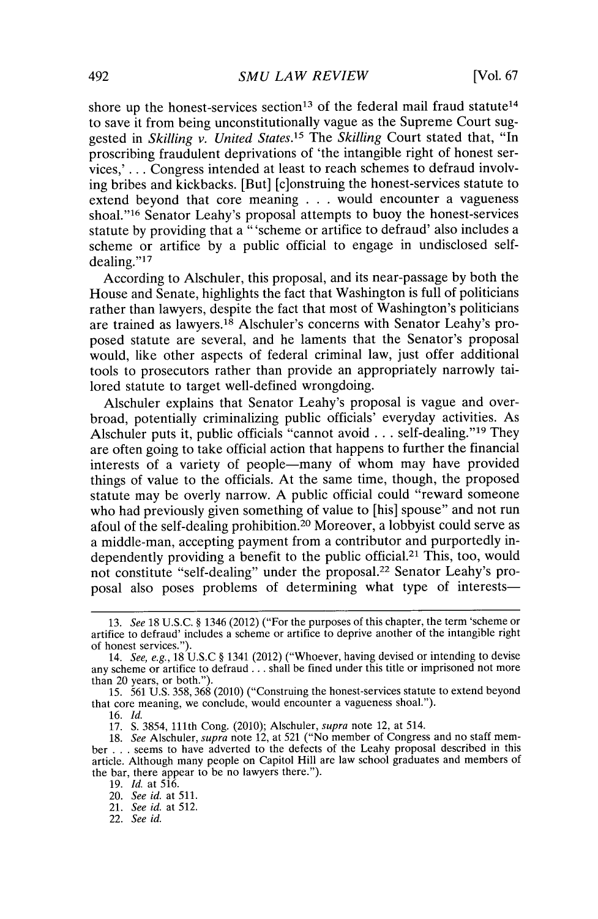shore up the honest-services section[13] of the federal mail fraud statute[14] to save it from being unconstitutionally vague as the Supreme Court suggested in *Skilling v. United States*.[15] The *Skilling* Court stated that, "In proscribing fraudulent deprivations of 'the intangible right of honest services,' . . . Congress intended at least to reach schemes to defraud involving bribes and kickbacks. [But] [c]onstruing the honest-services statute to extend beyond that core meaning . . . would encounter a vagueness shoal."[16] Senator Leahy's proposal attempts to buoy the honest-services statute by providing that a "'scheme or artifice to defraud' also includes a scheme or artifice by a public official to engage in undisclosed self-dealing."[17]

According to Alschuler, this proposal, and its near-passage by both the House and Senate, highlights the fact that Washington is full of politicians rather than lawyers, despite the fact that most of Washington's politicians are trained as lawyers.[18] Alschuler's concerns with Senator Leahy's proposed statute are several, and he laments that the Senator's proposal would, like other aspects of federal criminal law, just offer additional tools to prosecutors rather than provide an appropriately narrowly tailored statute to target well-defined wrongdoing.

Alschuler explains that Senator Leahy's proposal is vague and overbroad, potentially criminalizing public officials' everyday activities. As Alschuler puts it, public officials "cannot avoid . . . self-dealing."[19] They are often going to take official action that happens to further the financial interests of a variety of people—many of whom may have provided things of value to the officials. At the same time, though, the proposed statute may be overly narrow. A public official could "reward someone who had previously given something of value to [his] spouse" and not run afoul of the self-dealing prohibition.[20] Moreover, a lobbyist could serve as a middle-man, accepting payment from a contributor and purportedly independently providing a benefit to the public official.[21] This, too, would not constitute "self-dealing" under the proposal.[22] Senator Leahy's proposal also poses problems of determining what type of interests—

---

13. *See* 18 U.S.C. § 1346 (2012) ("For the purposes of this chapter, the term 'scheme or artifice to defraud' includes a scheme or artifice to deprive another of the intangible right of honest services.").

14. *See, e.g.*, 18 U.S.C § 1341 (2012) ("Whoever, having devised or intending to devise any scheme or artifice to defraud . . . shall be fined under this title or imprisoned not more than 20 years, or both.").

15. 561 U.S. 358, 368 (2010) ("Construing the honest-services statute to extend beyond that core meaning, we conclude, would encounter a vagueness shoal.").

16. *Id.*

17. S. 3854, 111th Cong. (2010); Alschuler, *supra* note 12, at 514.

18. *See* Alschuler, *supra* note 12, at 521 ("No member of Congress and no staff member . . . seems to have adverted to the defects of the Leahy proposal described in this article. Although many people on Capitol Hill are law school graduates and members of the bar, there appear to be no lawyers there.").

19. *Id.* at 516.

20. *See id.* at 511.

21. *See id.* at 512.

22. *See id.*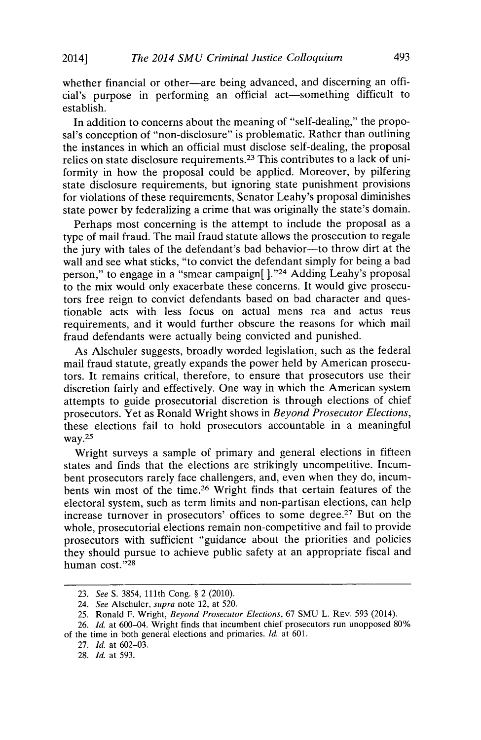whether financial or other—are being advanced, and discerning an official's purpose in performing an official act—something difficult to establish.

In addition to concerns about the meaning of "self-dealing," the proposal's conception of "non-disclosure" is problematic. Rather than outlining the instances in which an official must disclose self-dealing, the proposal relies on state disclosure requirements.[23] This contributes to a lack of uniformity in how the proposal could be applied. Moreover, by pilfering state disclosure requirements, but ignoring state punishment provisions for violations of these requirements, Senator Leahy's proposal diminishes state power by federalizing a crime that was originally the state's domain.

Perhaps most concerning is the attempt to include the proposal as a type of mail fraud. The mail fraud statute allows the prosecution to regale the jury with tales of the defendant's bad behavior—to throw dirt at the wall and see what sticks, "to convict the defendant simply for being a bad person," to engage in a "smear campaign[ ]."[24] Adding Leahy's proposal to the mix would only exacerbate these concerns. It would give prosecutors free reign to convict defendants based on bad character and questionable acts with less focus on actual mens rea and actus reus requirements, and it would further obscure the reasons for which mail fraud defendants were actually being convicted and punished.

As Alschuler suggests, broadly worded legislation, such as the federal mail fraud statute, greatly expands the power held by American prosecutors. It remains critical, therefore, to ensure that prosecutors use their discretion fairly and effectively. One way in which the American system attempts to guide prosecutorial discretion is through elections of chief prosecutors. Yet as Ronald Wright shows in *Beyond Prosecutor Elections*, these elections fail to hold prosecutors accountable in a meaningful way.[25]

Wright surveys a sample of primary and general elections in fifteen states and finds that the elections are strikingly uncompetitive. Incumbent prosecutors rarely face challengers, and, even when they do, incumbents win most of the time.[26] Wright finds that certain features of the electoral system, such as term limits and non-partisan elections, can help increase turnover in prosecutors' offices to some degree.[27] But on the whole, prosecutorial elections remain non-competitive and fail to provide prosecutors with sufficient "guidance about the priorities and policies they should pursue to achieve public safety at an appropriate fiscal and human cost."[28]

---

23. *See* S. 3854, 111th Cong. § 2 (2010).

24. *See* Alschuler, *supra* note 12, at 520.

25. Ronald F. Wright, *Beyond Prosecutor Elections*, 67 SMU L. REV. 593 (2014).

26. *Id.* at 600–04. Wright finds that incumbent chief prosecutors run unopposed 80% of the time in both general elections and primaries. *Id.* at 601.

27. *Id.* at 602–03.

28. *Id.* at 593.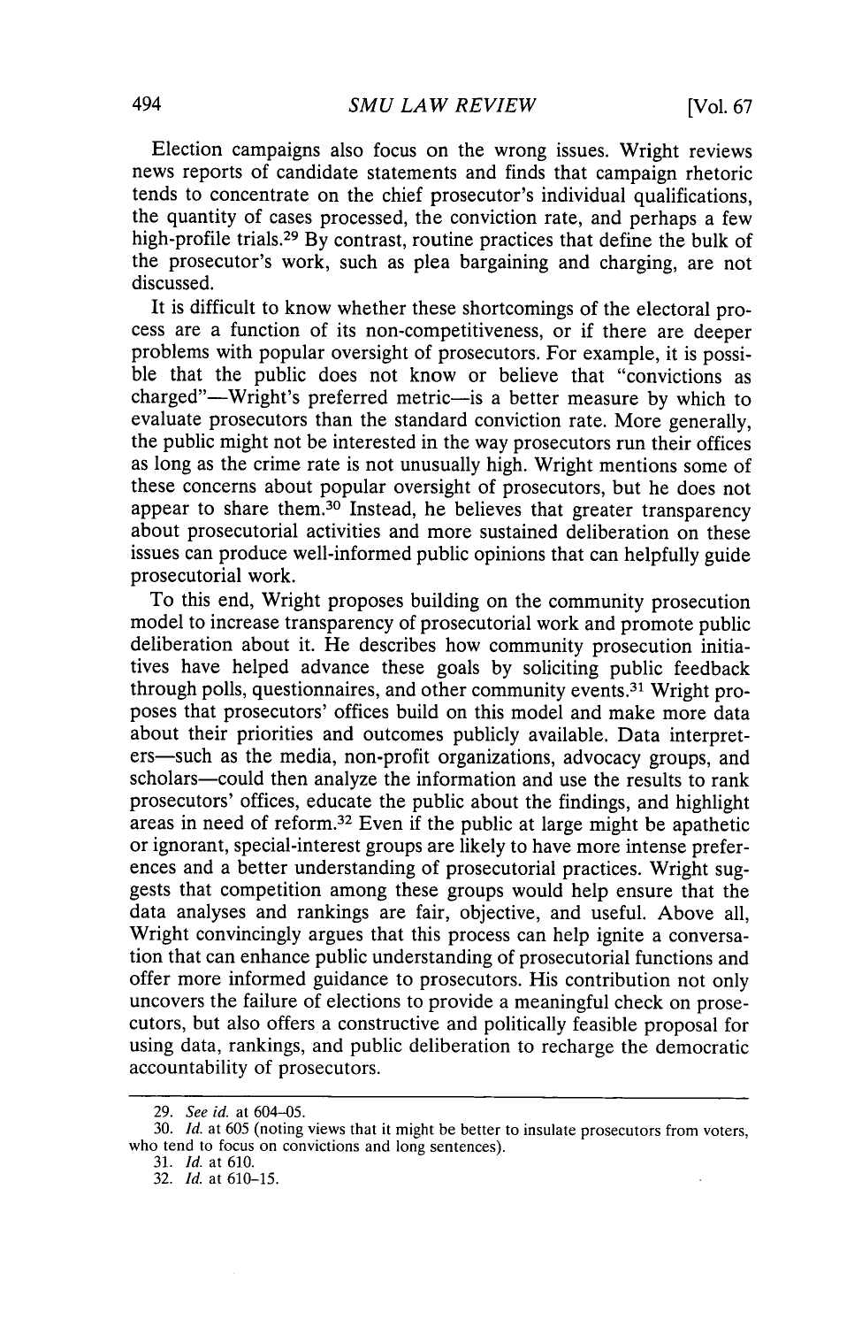Election campaigns also focus on the wrong issues. Wright reviews news reports of candidate statements and finds that campaign rhetoric tends to concentrate on the chief prosecutor's individual qualifications, the quantity of cases processed, the conviction rate, and perhaps a few high-profile trials.[29] By contrast, routine practices that define the bulk of the prosecutor's work, such as plea bargaining and charging, are not discussed.

It is difficult to know whether these shortcomings of the electoral process are a function of its non-competitiveness, or if there are deeper problems with popular oversight of prosecutors. For example, it is possible that the public does not know or believe that "convictions as charged"—Wright's preferred metric—is a better measure by which to evaluate prosecutors than the standard conviction rate. More generally, the public might not be interested in the way prosecutors run their offices as long as the crime rate is not unusually high. Wright mentions some of these concerns about popular oversight of prosecutors, but he does not appear to share them.[30] Instead, he believes that greater transparency about prosecutorial activities and more sustained deliberation on these issues can produce well-informed public opinions that can helpfully guide prosecutorial work.

To this end, Wright proposes building on the community prosecution model to increase transparency of prosecutorial work and promote public deliberation about it. He describes how community prosecution initiatives have helped advance these goals by soliciting public feedback through polls, questionnaires, and other community events.[31] Wright proposes that prosecutors' offices build on this model and make more data about their priorities and outcomes publicly available. Data interpreters—such as the media, non-profit organizations, advocacy groups, and scholars—could then analyze the information and use the results to rank prosecutors' offices, educate the public about the findings, and highlight areas in need of reform.[32] Even if the public at large might be apathetic or ignorant, special-interest groups are likely to have more intense preferences and a better understanding of prosecutorial practices. Wright suggests that competition among these groups would help ensure that the data analyses and rankings are fair, objective, and useful. Above all, Wright convincingly argues that this process can help ignite a conversation that can enhance public understanding of prosecutorial functions and offer more informed guidance to prosecutors. His contribution not only uncovers the failure of elections to provide a meaningful check on prosecutors, but also offers a constructive and politically feasible proposal for using data, rankings, and public deliberation to recharge the democratic accountability of prosecutors.

---

29. *See id.* at 604–05.

30. *Id.* at 605 (noting views that it might be better to insulate prosecutors from voters, who tend to focus on convictions and long sentences).

31. *Id.* at 610.

32. *Id.* at 610–15.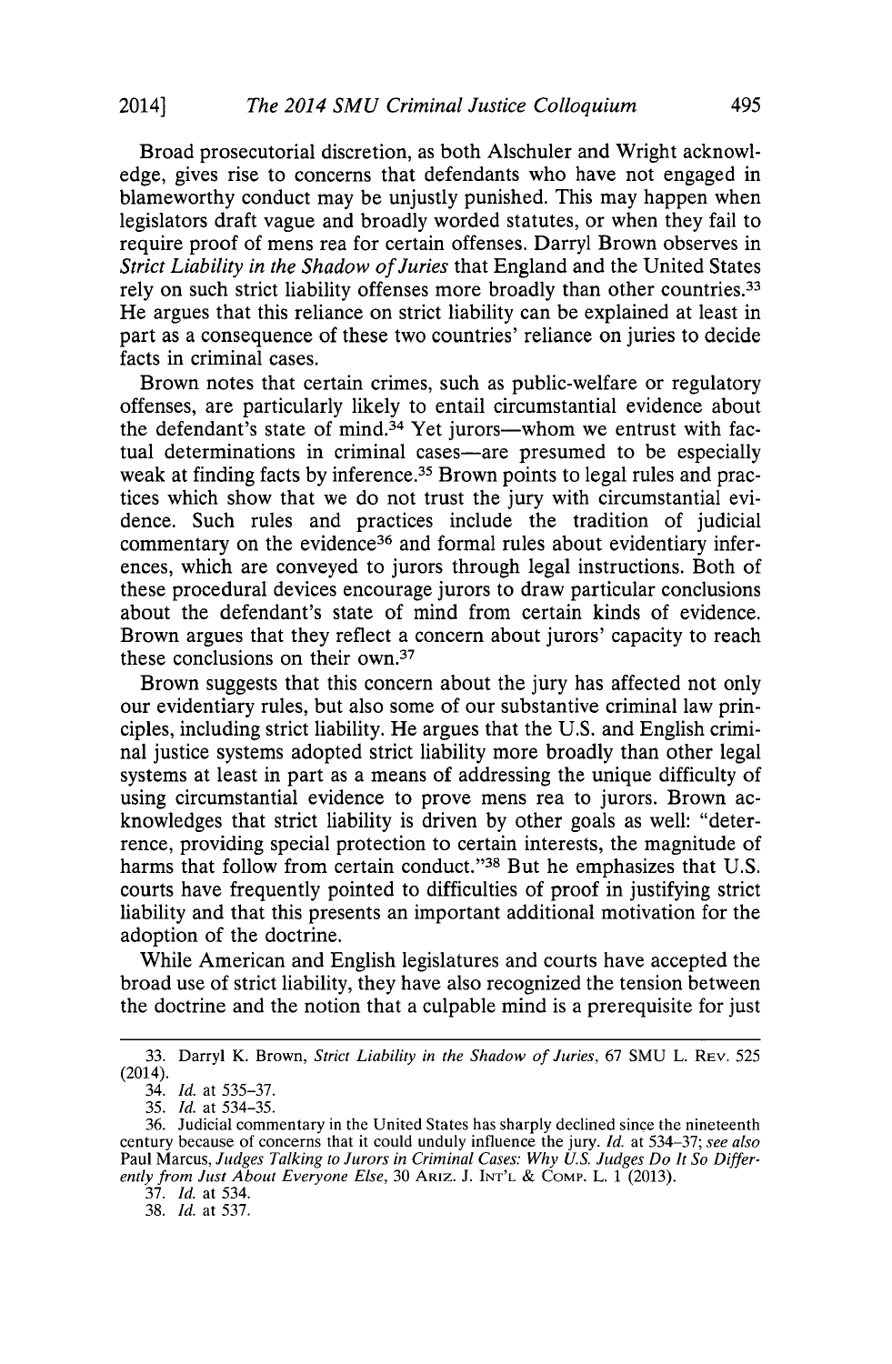Broad prosecutorial discretion, as both Alschuler and Wright acknowledge, gives rise to concerns that defendants who have not engaged in blameworthy conduct may be unjustly punished. This may happen when legislators draft vague and broadly worded statutes, or when they fail to require proof of mens rea for certain offenses. Darryl Brown observes in *Strict Liability in the Shadow of Juries* that England and the United States rely on such strict liability offenses more broadly than other countries.[33] He argues that this reliance on strict liability can be explained at least in part as a consequence of these two countries' reliance on juries to decide facts in criminal cases.

Brown notes that certain crimes, such as public-welfare or regulatory offenses, are particularly likely to entail circumstantial evidence about the defendant's state of mind.[34] Yet jurors—whom we entrust with factual determinations in criminal cases—are presumed to be especially weak at finding facts by inference.[35] Brown points to legal rules and practices which show that we do not trust the jury with circumstantial evidence. Such rules and practices include the tradition of judicial commentary on the evidence[36] and formal rules about evidentiary inferences, which are conveyed to jurors through legal instructions. Both of these procedural devices encourage jurors to draw particular conclusions about the defendant's state of mind from certain kinds of evidence. Brown argues that they reflect a concern about jurors' capacity to reach these conclusions on their own.[37]

Brown suggests that this concern about the jury has affected not only our evidentiary rules, but also some of our substantive criminal law principles, including strict liability. He argues that the U.S. and English criminal justice systems adopted strict liability more broadly than other legal systems at least in part as a means of addressing the unique difficulty of using circumstantial evidence to prove mens rea to jurors. Brown acknowledges that strict liability is driven by other goals as well: "deterrence, providing special protection to certain interests, the magnitude of harms that follow from certain conduct."[38] But he emphasizes that U.S. courts have frequently pointed to difficulties of proof in justifying strict liability and that this presents an important additional motivation for the adoption of the doctrine.

While American and English legislatures and courts have accepted the broad use of strict liability, they have also recognized the tension between the doctrine and the notion that a culpable mind is a prerequisite for just

---

33. Darryl K. Brown, *Strict Liability in the Shadow of Juries*, 67 SMU L. Rev. 525 (2014).

34. *Id.* at 535–37.

35. *Id.* at 534–35.

36. Judicial commentary in the United States has sharply declined since the nineteenth century because of concerns that it could unduly influence the jury. *Id.* at 534–37; *see also* Paul Marcus, *Judges Talking to Jurors in Criminal Cases: Why U.S. Judges Do It So Differently from Just About Everyone Else*, 30 Ariz. J. Int'l & Comp. L. 1 (2013).

37. *Id.* at 534.

38. *Id.* at 537.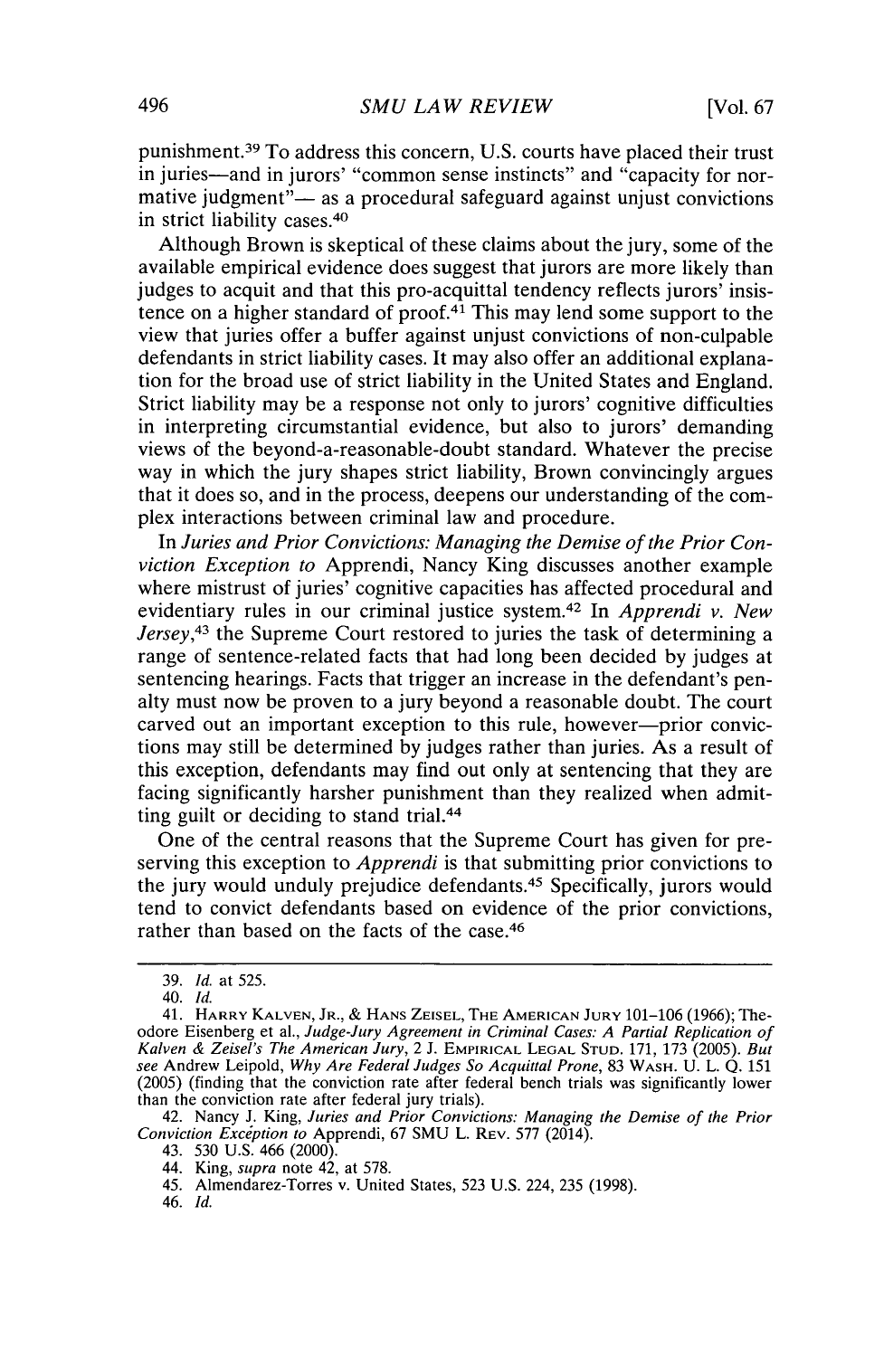punishment.[39] To address this concern, U.S. courts have placed their trust in juries—and in jurors' "common sense instincts" and "capacity for normative judgment"— as a procedural safeguard against unjust convictions in strict liability cases.[40]

Although Brown is skeptical of these claims about the jury, some of the available empirical evidence does suggest that jurors are more likely than judges to acquit and that this pro-acquittal tendency reflects jurors' insistence on a higher standard of proof.[41] This may lend some support to the view that juries offer a buffer against unjust convictions of non-culpable defendants in strict liability cases. It may also offer an additional explanation for the broad use of strict liability in the United States and England. Strict liability may be a response not only to jurors' cognitive difficulties in interpreting circumstantial evidence, but also to jurors' demanding views of the beyond-a-reasonable-doubt standard. Whatever the precise way in which the jury shapes strict liability, Brown convincingly argues that it does so, and in the process, deepens our understanding of the complex interactions between criminal law and procedure.

In *Juries and Prior Convictions: Managing the Demise of the Prior Conviction Exception to* Apprendi, Nancy King discusses another example where mistrust of juries' cognitive capacities has affected procedural and evidentiary rules in our criminal justice system.[42] In *Apprendi v. New Jersey*,[43] the Supreme Court restored to juries the task of determining a range of sentence-related facts that had long been decided by judges at sentencing hearings. Facts that trigger an increase in the defendant's penalty must now be proven to a jury beyond a reasonable doubt. The court carved out an important exception to this rule, however—prior convictions may still be determined by judges rather than juries. As a result of this exception, defendants may find out only at sentencing that they are facing significantly harsher punishment than they realized when admitting guilt or deciding to stand trial.[44]

One of the central reasons that the Supreme Court has given for preserving this exception to *Apprendi* is that submitting prior convictions to the jury would unduly prejudice defendants.[45] Specifically, jurors would tend to convict defendants based on evidence of the prior convictions, rather than based on the facts of the case.[46]

---

39. *Id.* at 525.

40. *Id.*

41. Harry Kalven, Jr., & Hans Zeisel, The American Jury 101–106 (1966); Theodore Eisenberg et al., *Judge-Jury Agreement in Criminal Cases: A Partial Replication of Kalven & Zeisel's The American Jury*, 2 J. Empirical Legal Stud. 171, 173 (2005). *But see* Andrew Leipold, *Why Are Federal Judges So Acquittal Prone*, 83 Wash. U. L. Q. 151 (2005) (finding that the conviction rate after federal bench trials was significantly lower than the conviction rate after federal jury trials).

42. Nancy J. King, *Juries and Prior Convictions: Managing the Demise of the Prior Conviction Exception to* Apprendi, 67 SMU L. Rev. 577 (2014).

43. 530 U.S. 466 (2000).

44. King, *supra* note 42, at 578.

45. Almendarez-Torres v. United States, 523 U.S. 224, 235 (1998).

46. *Id.*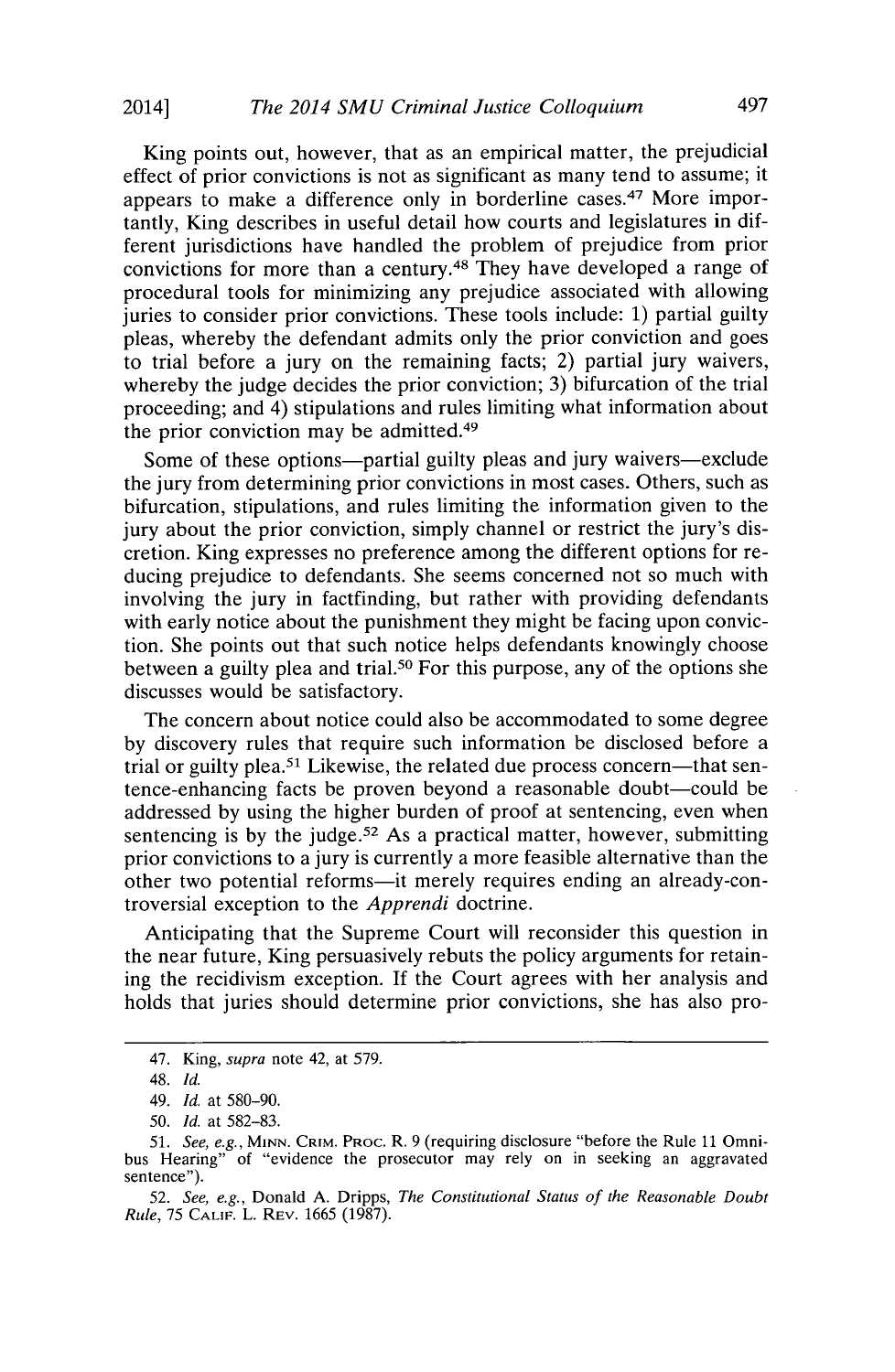King points out, however, that as an empirical matter, the prejudicial effect of prior convictions is not as significant as many tend to assume; it appears to make a difference only in borderline cases.[47] More importantly, King describes in useful detail how courts and legislatures in different jurisdictions have handled the problem of prejudice from prior convictions for more than a century.[48] They have developed a range of procedural tools for minimizing any prejudice associated with allowing juries to consider prior convictions. These tools include: 1) partial guilty pleas, whereby the defendant admits only the prior conviction and goes to trial before a jury on the remaining facts; 2) partial jury waivers, whereby the judge decides the prior conviction; 3) bifurcation of the trial proceeding; and 4) stipulations and rules limiting what information about the prior conviction may be admitted.[49]

Some of these options—partial guilty pleas and jury waivers—exclude the jury from determining prior convictions in most cases. Others, such as bifurcation, stipulations, and rules limiting the information given to the jury about the prior conviction, simply channel or restrict the jury's discretion. King expresses no preference among the different options for reducing prejudice to defendants. She seems concerned not so much with involving the jury in factfinding, but rather with providing defendants with early notice about the punishment they might be facing upon conviction. She points out that such notice helps defendants knowingly choose between a guilty plea and trial.[50] For this purpose, any of the options she discusses would be satisfactory.

The concern about notice could also be accommodated to some degree by discovery rules that require such information be disclosed before a trial or guilty plea.[51] Likewise, the related due process concern—that sentence-enhancing facts be proven beyond a reasonable doubt—could be addressed by using the higher burden of proof at sentencing, even when sentencing is by the judge.[52] As a practical matter, however, submitting prior convictions to a jury is currently a more feasible alternative than the other two potential reforms—it merely requires ending an already-controversial exception to the *Apprendi* doctrine.

Anticipating that the Supreme Court will reconsider this question in the near future, King persuasively rebuts the policy arguments for retaining the recidivism exception. If the Court agrees with her analysis and holds that juries should determine prior convictions, she has also pro-

---

47. King, *supra* note 42, at 579.

48. *Id.*

49. *Id.* at 580–90.

50. *Id.* at 582–83.

51. *See, e.g.*, MINN. CRIM. PROC. R. 9 (requiring disclosure "before the Rule 11 Omnibus Hearing" of "evidence the prosecutor may rely on in seeking an aggravated sentence").

52. *See, e.g.*, Donald A. Dripps, *The Constitutional Status of the Reasonable Doubt Rule*, 75 CALIF. L. REV. 1665 (1987).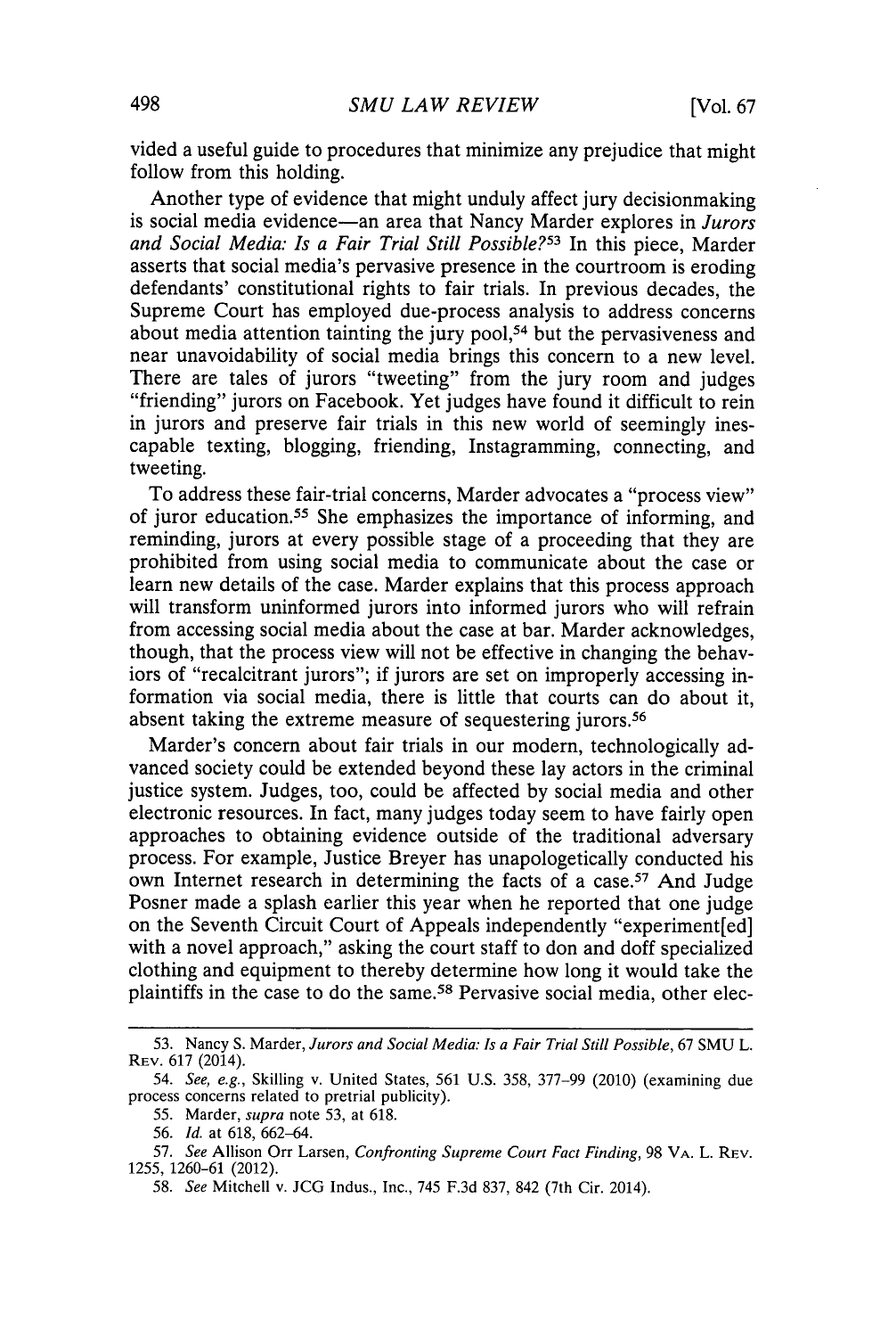vided a useful guide to procedures that minimize any prejudice that might follow from this holding.

Another type of evidence that might unduly affect jury decisionmaking is social media evidence—an area that Nancy Marder explores in *Jurors and Social Media: Is a Fair Trial Still Possible?*[53] In this piece, Marder asserts that social media's pervasive presence in the courtroom is eroding defendants' constitutional rights to fair trials. In previous decades, the Supreme Court has employed due-process analysis to address concerns about media attention tainting the jury pool,[54] but the pervasiveness and near unavoidability of social media brings this concern to a new level. There are tales of jurors "tweeting" from the jury room and judges "friending" jurors on Facebook. Yet judges have found it difficult to rein in jurors and preserve fair trials in this new world of seemingly inescapable texting, blogging, friending, Instagramming, connecting, and tweeting.

To address these fair-trial concerns, Marder advocates a "process view" of juror education.[55] She emphasizes the importance of informing, and reminding, jurors at every possible stage of a proceeding that they are prohibited from using social media to communicate about the case or learn new details of the case. Marder explains that this process approach will transform uninformed jurors into informed jurors who will refrain from accessing social media about the case at bar. Marder acknowledges, though, that the process view will not be effective in changing the behaviors of "recalcitrant jurors"; if jurors are set on improperly accessing information via social media, there is little that courts can do about it, absent taking the extreme measure of sequestering jurors.[56]

Marder's concern about fair trials in our modern, technologically advanced society could be extended beyond these lay actors in the criminal justice system. Judges, too, could be affected by social media and other electronic resources. In fact, many judges today seem to have fairly open approaches to obtaining evidence outside of the traditional adversary process. For example, Justice Breyer has unapologetically conducted his own Internet research in determining the facts of a case.[57] And Judge Posner made a splash earlier this year when he reported that one judge on the Seventh Circuit Court of Appeals independently "experiment[ed] with a novel approach," asking the court staff to don and doff specialized clothing and equipment to thereby determine how long it would take the plaintiffs in the case to do the same.[58] Pervasive social media, other elec-

---

53. Nancy S. Marder, *Jurors and Social Media: Is a Fair Trial Still Possible*, 67 SMU L. REV. 617 (2014).

54. *See, e.g.*, Skilling v. United States, 561 U.S. 358, 377–99 (2010) (examining due process concerns related to pretrial publicity).

55. Marder, *supra* note 53, at 618.

56. *Id.* at 618, 662–64.

57. *See* Allison Orr Larsen, *Confronting Supreme Court Fact Finding*, 98 VA. L. REV. 1255, 1260–61 (2012).

58. *See* Mitchell v. JCG Indus., Inc., 745 F.3d 837, 842 (7th Cir. 2014).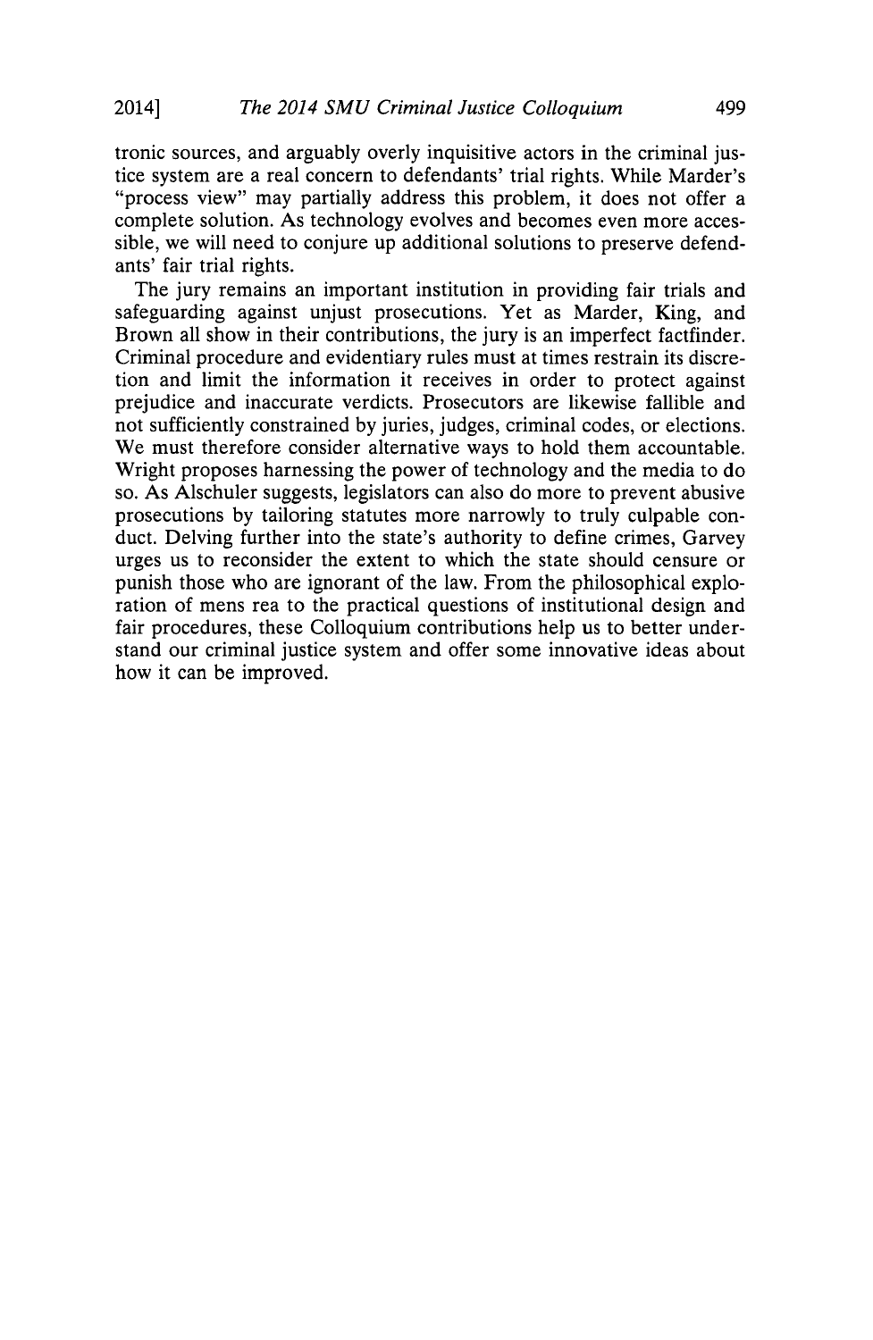tronic sources, and arguably overly inquisitive actors in the criminal justice system are a real concern to defendants' trial rights. While Marder's "process view" may partially address this problem, it does not offer a complete solution. As technology evolves and becomes even more accessible, we will need to conjure up additional solutions to preserve defendants' fair trial rights.

The jury remains an important institution in providing fair trials and safeguarding against unjust prosecutions. Yet as Marder, King, and Brown all show in their contributions, the jury is an imperfect factfinder. Criminal procedure and evidentiary rules must at times restrain its discretion and limit the information it receives in order to protect against prejudice and inaccurate verdicts. Prosecutors are likewise fallible and not sufficiently constrained by juries, judges, criminal codes, or elections. We must therefore consider alternative ways to hold them accountable. Wright proposes harnessing the power of technology and the media to do so. As Alschuler suggests, legislators can also do more to prevent abusive prosecutions by tailoring statutes more narrowly to truly culpable conduct. Delving further into the state's authority to define crimes, Garvey urges us to reconsider the extent to which the state should censure or punish those who are ignorant of the law. From the philosophical exploration of mens rea to the practical questions of institutional design and fair procedures, these Colloquium contributions help us to better understand our criminal justice system and offer some innovative ideas about how it can be improved.